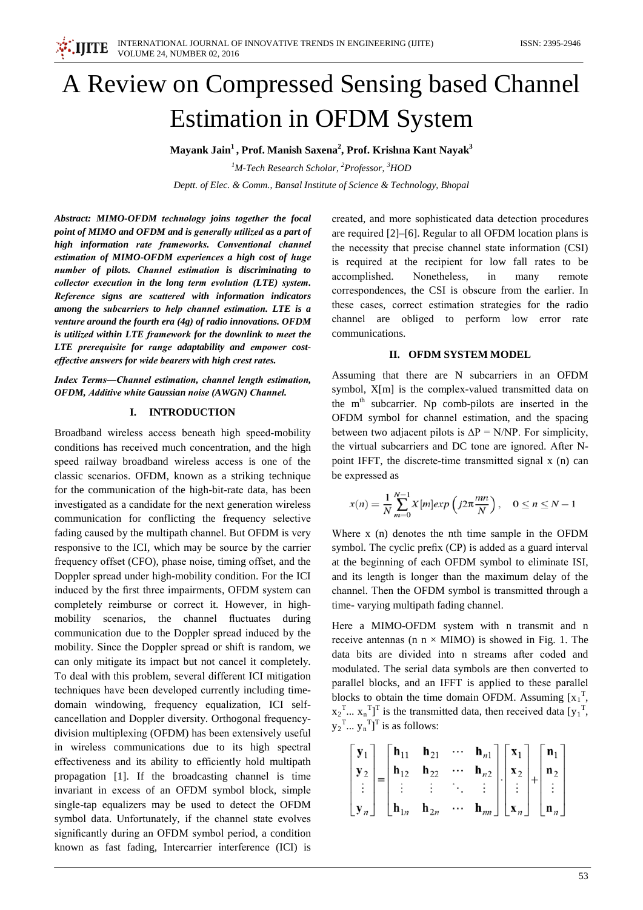# A Review on Compressed Sensing based Channel Estimation in OFDM System

**Mayank Jain[1] , Prof. Manish Saxena[2], Prof. Krishna Kant Nayak[3]**

[1]*M-Tech Research Scholar,* [2]*Professor,* [3]*HOD*

*Deptt. of Elec. & Comm., Bansal Institute of Science & Technology, Bhopal*

***Abstract: MIMO-OFDM technology joins together the focal point of MIMO and OFDM and is generally utilized as a part of high information rate frameworks. Conventional channel estimation of MIMO-OFDM experiences a high cost of huge number of pilots. Channel estimation is discriminating to collector execution in the long term evolution (LTE) system. Reference signs are scattered with information indicators among the subcarriers to help channel estimation. LTE is a venture around the fourth era (4g) of radio innovations. OFDM is utilized within LTE framework for the downlink to meet the LTE prerequisite for range adaptability and empower cost-effective answers for wide bearers with high crest rates.***

***Index Terms—Channel estimation, channel length estimation, OFDM, Additive white Gaussian noise (AWGN) Channel.***

## I. INTRODUCTION

Broadband wireless access beneath high speed-mobility conditions has received much concentration, and the high speed railway broadband wireless access is one of the classic scenarios. OFDM, known as a striking technique for the communication of the high-bit-rate data, has been investigated as a candidate for the next generation wireless communication for conflicting the frequency selective fading caused by the multipath channel. But OFDM is very responsive to the ICI, which may be source by the carrier frequency offset (CFO), phase noise, timing offset, and the Doppler spread under high-mobility condition. For the ICI induced by the first three impairments, OFDM system can completely reimburse or correct it. However, in high-mobility scenarios, the channel fluctuates during communication due to the Doppler spread induced by the mobility. Since the Doppler spread or shift is random, we can only mitigate its impact but not cancel it completely. To deal with this problem, several different ICI mitigation techniques have been developed currently including time-domain windowing, frequency equalization, ICI self-cancellation and Doppler diversity. Orthogonal frequency-division multiplexing (OFDM) has been extensively useful in wireless communications due to its high spectral effectiveness and its ability to efficiently hold multipath propagation [1]. If the broadcasting channel is time invariant in excess of an OFDM symbol block, simple single-tap equalizers may be used to detect the OFDM symbol data. Unfortunately, if the channel state evolves significantly during an OFDM symbol period, a condition known as fast fading, Intercarrier interference (ICI) is created, and more sophisticated data detection procedures are required [2]–[6]. Regular to all OFDM location plans is the necessity that precise channel state information (CSI) is required at the recipient for low fall rates to be accomplished. Nonetheless, in many remote correspondences, the CSI is obscure from the earlier. In these cases, correct estimation strategies for the radio channel are obliged to perform low error rate communications.

## II. OFDM SYSTEM MODEL

Assuming that there are N subcarriers in an OFDM symbol, X[m] is the complex-valued transmitted data on the $m^{th}$ subcarrier. Np comb-pilots are inserted in the OFDM symbol for channel estimation, and the spacing between two adjacent pilots is $\Delta P = N/NP$. For simplicity, the virtual subcarriers and DC tone are ignored. After N-point IFFT, the discrete-time transmitted signal x (n) can be expressed as

$$x(n) = \frac{1}{N}\sum_{m=0}^{N-1} X[m] exp\left(j2\pi\frac{mn}{N}\right), \quad 0 \le n \le N-1$$

Where x (n) denotes the nth time sample in the OFDM symbol. The cyclic prefix (CP) is added as a guard interval at the beginning of each OFDM symbol to eliminate ISI, and its length is longer than the maximum delay of the channel. Then the OFDM symbol is transmitted through a time- varying multipath fading channel.

Here a MIMO-OFDM system with n transmit and n receive antennas (n n × MIMO) is showed in Fig. 1. The data bits are divided into n streams after coded and modulated. The serial data symbols are then converted to parallel blocks, and an IFFT is applied to these parallel blocks to obtain the time domain OFDM. Assuming $[x_1^T, x_2^T ... x_n^T]^T$ is the transmitted data, then received data $[y_1^T, y_2^T ... y_n^T]^T$ is as follows:

$$\begin{bmatrix} \mathbf{y}_1 \\ \mathbf{y}_2 \\ \vdots \\ \mathbf{y}_n \end{bmatrix} = \begin{bmatrix} \mathbf{h}_{11} & \mathbf{h}_{21} & \cdots & \mathbf{h}_{n1} \\ \mathbf{h}_{12} & \mathbf{h}_{22} & \cdots & \mathbf{h}_{n2} \\ \vdots & \vdots & \ddots & \vdots \\ \mathbf{h}_{1n} & \mathbf{h}_{2n} & \cdots & \mathbf{h}_{nn} \end{bmatrix} \cdot \begin{bmatrix} \mathbf{x}_1 \\ \mathbf{x}_2 \\ \vdots \\ \mathbf{x}_n \end{bmatrix} + \begin{bmatrix} \mathbf{n}_1 \\ \mathbf{n}_2 \\ \vdots \\ \mathbf{n}_n \end{bmatrix}$$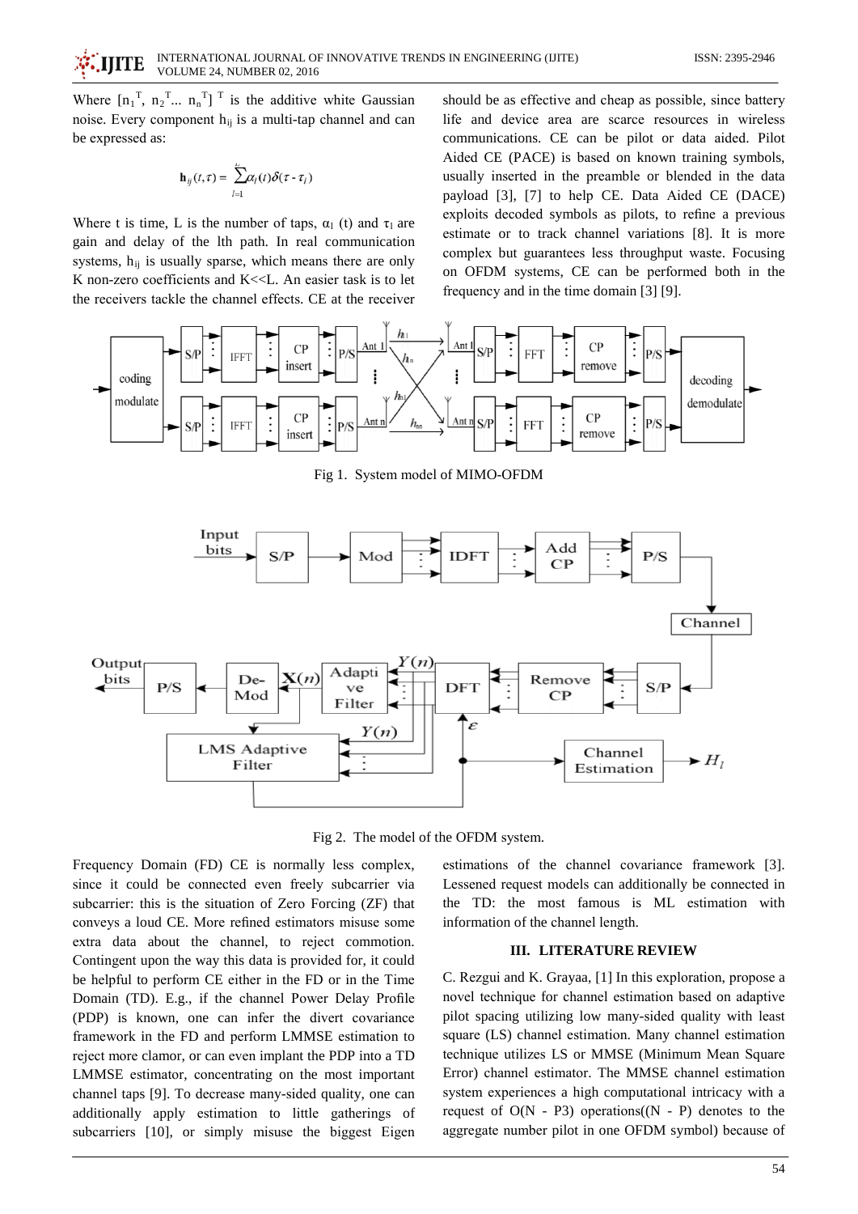Where $[n_1^T, n_2^T ... n_n^T]^T$ is the additive white Gaussian noise. Every component $h_{ij}$ is a multi-tap channel and can be expressed as:

$$\mathbf{h}_{ij}(t,\tau) = \sum_{l=1}^{L} \alpha_l(t)\delta(\tau - \tau_l)$$

Where t is time, L is the number of taps, $\alpha_l$ (t) and $\tau_l$ are gain and delay of the lth path. In real communication systems, $h_{ij}$ is usually sparse, which means there are only K non-zero coefficients and K<<L. An easier task is to let the receivers tackle the channel effects. CE at the receiver should be as effective and cheap as possible, since battery life and device area are scarce resources in wireless communications. CE can be pilot or data aided. Pilot Aided CE (PACE) is based on known training symbols, usually inserted in the preamble or blended in the data payload [3], [7] to help CE. Data Aided CE (DACE) exploits decoded symbols as pilots, to refine a previous estimate or to track channel variations [8]. It is more complex but guarantees less throughput waste. Focusing on OFDM systems, CE can be performed both in the frequency and in the time domain [3] [9].

S/P
IFFT
CP insert
P/S
Ant 1
Ant n
$h_{11}$
$h_{1n}$
$h_{n1}$
$h_{nn}$
coding
modulate
FFT
CP remove
decoding
demodulate

Fig 1. System model of MIMO-OFDM

Input bits
S/P
Mod
IDFT
Add CP
P/S
Channel
Output bits
P/S
De-Mod
$\mathbf{X}(n)$
Adaptive Filter
$Y(n)$
DFT
Remove CP
S/P
LMS Adaptive Filter
$\varepsilon$
Channel Estimation
$H_l$

Fig 2. The model of the OFDM system.

Frequency Domain (FD) CE is normally less complex, since it could be connected even freely subcarrier via subcarrier: this is the situation of Zero Forcing (ZF) that conveys a loud CE. More refined estimators misuse some extra data about the channel, to reject commotion. Contingent upon the way this data is provided for, it could be helpful to perform CE either in the FD or in the Time Domain (TD). E.g., if the channel Power Delay Profile (PDP) is known, one can infer the divert covariance framework in the FD and perform LMMSE estimation to reject more clamor, or can even implant the PDP into a TD LMMSE estimator, concentrating on the most important channel taps [9]. To decrease many-sided quality, one can additionally apply estimation to little gatherings of subcarriers [10], or simply misuse the biggest Eigen estimations of the channel covariance framework [3]. Lessened request models can additionally be connected in the TD: the most famous is ML estimation with information of the channel length.

## III. LITERATURE REVIEW

C. Rezgui and K. Grayaa, [1] In this exploration, propose a novel technique for channel estimation based on adaptive pilot spacing utilizing low many-sided quality with least square (LS) channel estimation. Many channel estimation technique utilizes LS or MMSE (Minimum Mean Square Error) channel estimator. The MMSE channel estimation system experiences a high computational intricacy with a request of O(N - P3) operations((N - P) denotes to the aggregate number pilot in one OFDM symbol) because of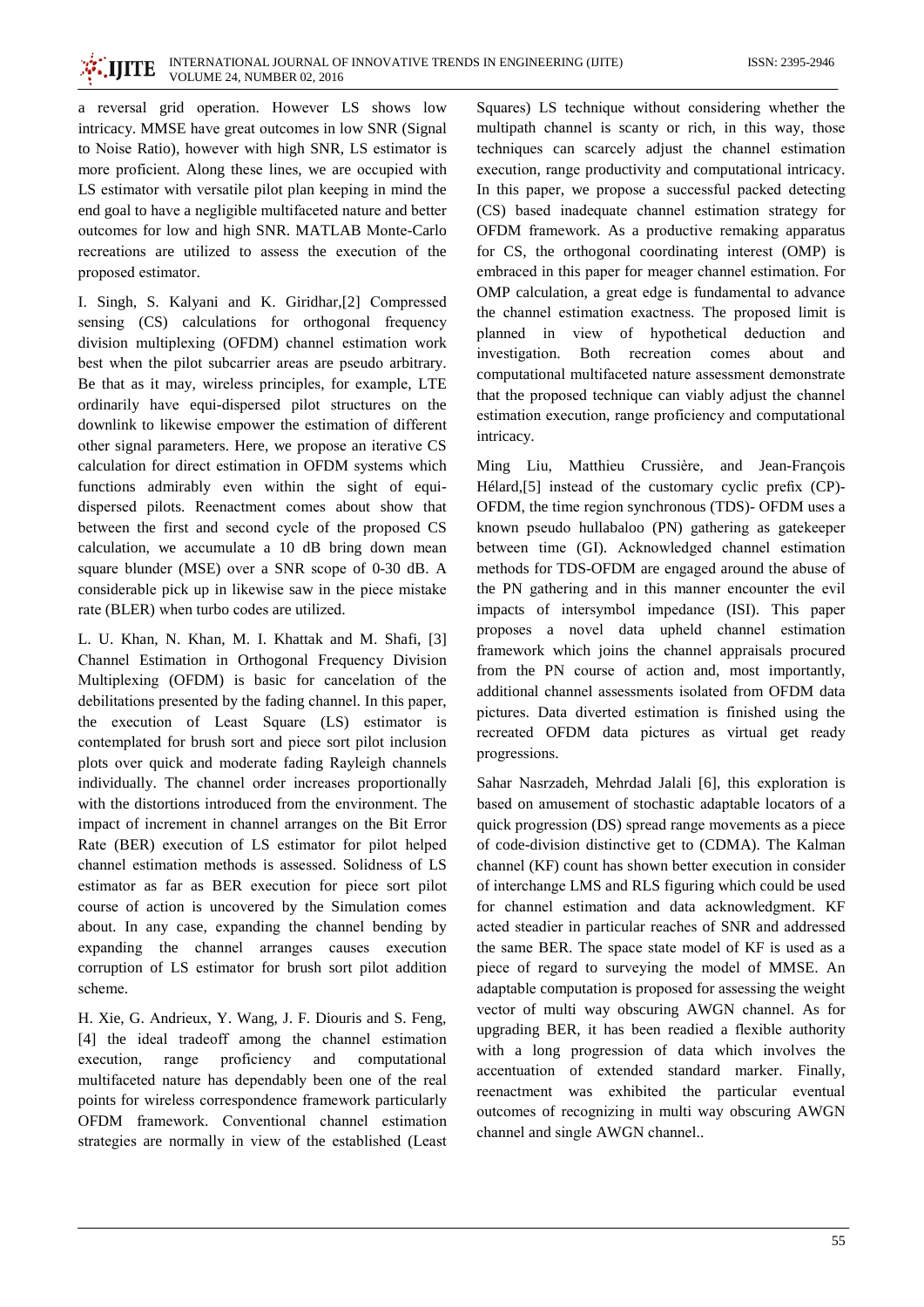a reversal grid operation. However LS shows low intricacy. MMSE have great outcomes in low SNR (Signal to Noise Ratio), however with high SNR, LS estimator is more proficient. Along these lines, we are occupied with LS estimator with versatile pilot plan keeping in mind the end goal to have a negligible multifaceted nature and better outcomes for low and high SNR. MATLAB Monte-Carlo recreations are utilized to assess the execution of the proposed estimator.

I. Singh, S. Kalyani and K. Giridhar,[2] Compressed sensing (CS) calculations for orthogonal frequency division multiplexing (OFDM) channel estimation work best when the pilot subcarrier areas are pseudo arbitrary. Be that as it may, wireless principles, for example, LTE ordinarily have equi-dispersed pilot structures on the downlink to likewise empower the estimation of different other signal parameters. Here, we propose an iterative CS calculation for direct estimation in OFDM systems which functions admirably even within the sight of equi-dispersed pilots. Reenactment comes about show that between the first and second cycle of the proposed CS calculation, we accumulate a 10 dB bring down mean square blunder (MSE) over a SNR scope of 0-30 dB. A considerable pick up in likewise saw in the piece mistake rate (BLER) when turbo codes are utilized.

L. U. Khan, N. Khan, M. I. Khattak and M. Shafi, [3] Channel Estimation in Orthogonal Frequency Division Multiplexing (OFDM) is basic for cancelation of the debilitations presented by the fading channel. In this paper, the execution of Least Square (LS) estimator is contemplated for brush sort and piece sort pilot inclusion plots over quick and moderate fading Rayleigh channels individually. The channel order increases proportionally with the distortions introduced from the environment. The impact of increment in channel arranges on the Bit Error Rate (BER) execution of LS estimator for pilot helped channel estimation methods is assessed. Solidness of LS estimator as far as BER execution for piece sort pilot course of action is uncovered by the Simulation comes about. In any case, expanding the channel bending by expanding the channel arranges causes execution corruption of LS estimator for brush sort pilot addition scheme.

H. Xie, G. Andrieux, Y. Wang, J. F. Diouris and S. Feng, [4] the ideal tradeoff among the channel estimation execution, range proficiency and computational multifaceted nature has dependably been one of the real points for wireless correspondence framework particularly OFDM framework. Conventional channel estimation strategies are normally in view of the established (Least Squares) LS technique without considering whether the multipath channel is scanty or rich, in this way, those techniques can scarcely adjust the channel estimation execution, range productivity and computational intricacy. In this paper, we propose a successful packed detecting (CS) based inadequate channel estimation strategy for OFDM framework. As a productive remaking apparatus for CS, the orthogonal coordinating interest (OMP) is embraced in this paper for meager channel estimation. For OMP calculation, a great edge is fundamental to advance the channel estimation exactness. The proposed limit is planned in view of hypothetical deduction and investigation. Both recreation comes about and computational multifaceted nature assessment demonstrate that the proposed technique can viably adjust the channel estimation execution, range proficiency and computational intricacy.

Ming Liu, Matthieu Crussière, and Jean-François Hélard,[5] instead of the customary cyclic prefix (CP)-OFDM, the time region synchronous (TDS)- OFDM uses a known pseudo hullabaloo (PN) gathering as gatekeeper between time (GI). Acknowledged channel estimation methods for TDS-OFDM are engaged around the abuse of the PN gathering and in this manner encounter the evil impacts of intersymbol impedance (ISI). This paper proposes a novel data upheld channel estimation framework which joins the channel appraisals procured from the PN course of action and, most importantly, additional channel assessments isolated from OFDM data pictures. Data diverted estimation is finished using the recreated OFDM data pictures as virtual get ready progressions.

Sahar Nasrzadeh, Mehrdad Jalali [6], this exploration is based on amusement of stochastic adaptable locators of a quick progression (DS) spread range movements as a piece of code-division distinctive get to (CDMA). The Kalman channel (KF) count has shown better execution in consider of interchange LMS and RLS figuring which could be used for channel estimation and data acknowledgment. KF acted steadier in particular reaches of SNR and addressed the same BER. The space state model of KF is used as a piece of regard to surveying the model of MMSE. An adaptable computation is proposed for assessing the weight vector of multi way obscuring AWGN channel. As for upgrading BER, it has been readied a flexible authority with a long progression of data which involves the accentuation of extended standard marker. Finally, reenactment was exhibited the particular eventual outcomes of recognizing in multi way obscuring AWGN channel and single AWGN channel..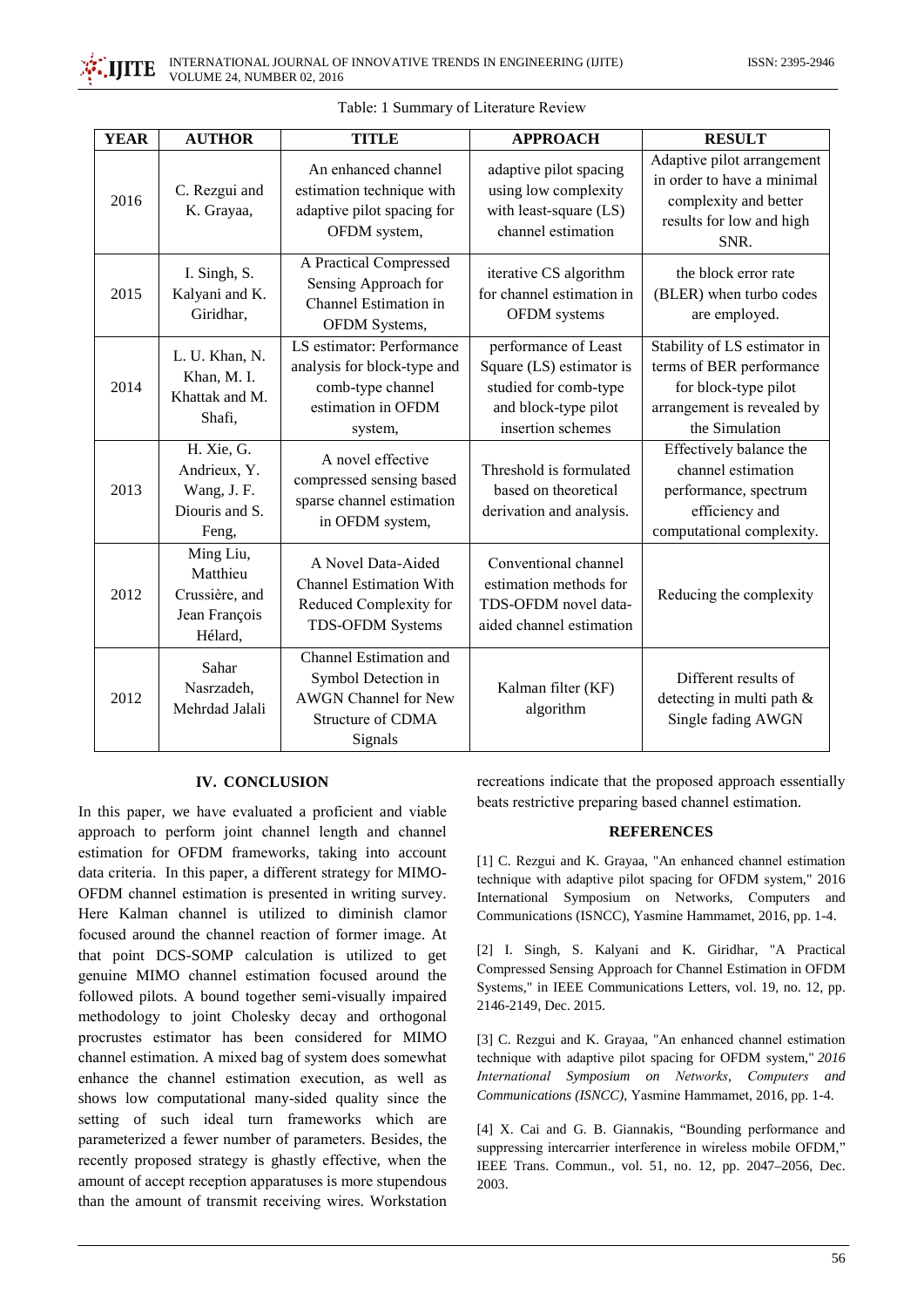Table: 1 Summary of Literature Review

| YEAR | AUTHOR | TITLE | APPROACH | RESULT |
|---|---|---|---|---|
| 2016 | C. Rezgui and K. Grayaa, | An enhanced channel estimation technique with adaptive pilot spacing for OFDM system, | adaptive pilot spacing using low complexity with least-square (LS) channel estimation | Adaptive pilot arrangement in order to have a minimal complexity and better results for low and high SNR. |
| 2015 | I. Singh, S. Kalyani and K. Giridhar, | A Practical Compressed Sensing Approach for Channel Estimation in OFDM Systems, | iterative CS algorithm for channel estimation in OFDM systems | the block error rate (BLER) when turbo codes are employed. |
| 2014 | L. U. Khan, N. Khan, M. I. Khattak and M. Shafi, | LS estimator: Performance analysis for block-type and comb-type channel estimation in OFDM system, | performance of Least Square (LS) estimator is studied for comb-type and block-type pilot insertion schemes | Stability of LS estimator in terms of BER performance for block-type pilot arrangement is revealed by the Simulation |
| 2013 | H. Xie, G. Andrieux, Y. Wang, J. F. Diouris and S. Feng, | A novel effective compressed sensing based sparse channel estimation in OFDM system, | Threshold is formulated based on theoretical derivation and analysis. | Effectively balance the channel estimation performance, spectrum efficiency and computational complexity. |
| 2012 | Ming Liu, Matthieu Crussière, and Jean François Hélard, | A Novel Data-Aided Channel Estimation With Reduced Complexity for TDS-OFDM Systems | Conventional channel estimation methods for TDS-OFDM novel data-aided channel estimation | Reducing the complexity |
| 2012 | Sahar Nasrzadeh, Mehrdad Jalali | Channel Estimation and Symbol Detection in AWGN Channel for New Structure of CDMA Signals | Kalman filter (KF) algorithm | Different results of detecting in multi path & Single fading AWGN |

## IV. CONCLUSION

In this paper, we have evaluated a proficient and viable approach to perform joint channel length and channel estimation for OFDM frameworks, taking into account data criteria. In this paper, a different strategy for MIMO-OFDM channel estimation is presented in writing survey. Here Kalman channel is utilized to diminish clamor focused around the channel reaction of former image. At that point DCS-SOMP calculation is utilized to get genuine MIMO channel estimation focused around the followed pilots. A bound together semi-visually impaired methodology to joint Cholesky decay and orthogonal procrustes estimator has been considered for MIMO channel estimation. A mixed bag of system does somewhat enhance the channel estimation execution, as well as shows low computational many-sided quality since the setting of such ideal turn frameworks which are parameterized a fewer number of parameters. Besides, the recently proposed strategy is ghastly effective, when the amount of accept reception apparatuses is more stupendous than the amount of transmit receiving wires. Workstation recreations indicate that the proposed approach essentially beats restrictive preparing based channel estimation.

## REFERENCES

[1] C. Rezgui and K. Grayaa, "An enhanced channel estimation technique with adaptive pilot spacing for OFDM system," 2016 International Symposium on Networks, Computers and Communications (ISNCC), Yasmine Hammamet, 2016, pp. 1-4.

[2] I. Singh, S. Kalyani and K. Giridhar, "A Practical Compressed Sensing Approach for Channel Estimation in OFDM Systems," in IEEE Communications Letters, vol. 19, no. 12, pp. 2146-2149, Dec. 2015.

[3] C. Rezgui and K. Grayaa, "An enhanced channel estimation technique with adaptive pilot spacing for OFDM system," *2016 International Symposium on Networks, Computers and Communications (ISNCC)*, Yasmine Hammamet, 2016, pp. 1-4.

[4] X. Cai and G. B. Giannakis, "Bounding performance and suppressing intercarrier interference in wireless mobile OFDM," IEEE Trans. Commun., vol. 51, no. 12, pp. 2047–2056, Dec. 2003.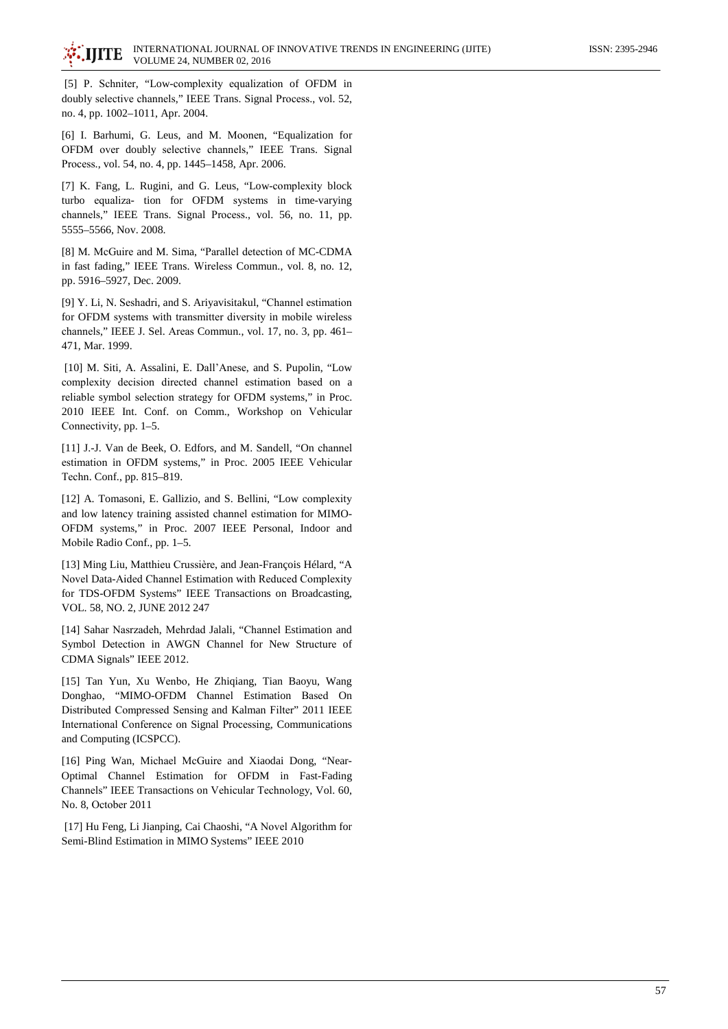[5] P. Schniter, "Low-complexity equalization of OFDM in doubly selective channels," IEEE Trans. Signal Process., vol. 52, no. 4, pp. 1002–1011, Apr. 2004.

[6] I. Barhumi, G. Leus, and M. Moonen, "Equalization for OFDM over doubly selective channels," IEEE Trans. Signal Process., vol. 54, no. 4, pp. 1445–1458, Apr. 2006.

[7] K. Fang, L. Rugini, and G. Leus, "Low-complexity block turbo equaliza- tion for OFDM systems in time-varying channels," IEEE Trans. Signal Process., vol. 56, no. 11, pp. 5555–5566, Nov. 2008.

[8] M. McGuire and M. Sima, "Parallel detection of MC-CDMA in fast fading," IEEE Trans. Wireless Commun., vol. 8, no. 12, pp. 5916–5927, Dec. 2009.

[9] Y. Li, N. Seshadri, and S. Ariyavisitakul, "Channel estimation for OFDM systems with transmitter diversity in mobile wireless channels," IEEE J. Sel. Areas Commun., vol. 17, no. 3, pp. 461–471, Mar. 1999.

[10] M. Siti, A. Assalini, E. Dall'Anese, and S. Pupolin, "Low complexity decision directed channel estimation based on a reliable symbol selection strategy for OFDM systems," in Proc. 2010 IEEE Int. Conf. on Comm., Workshop on Vehicular Connectivity, pp. 1–5.

[11] J.-J. Van de Beek, O. Edfors, and M. Sandell, "On channel estimation in OFDM systems," in Proc. 2005 IEEE Vehicular Techn. Conf., pp. 815–819.

[12] A. Tomasoni, E. Gallizio, and S. Bellini, "Low complexity and low latency training assisted channel estimation for MIMO-OFDM systems," in Proc. 2007 IEEE Personal, Indoor and Mobile Radio Conf., pp. 1–5.

[13] Ming Liu, Matthieu Crussière, and Jean-François Hélard, "A Novel Data-Aided Channel Estimation with Reduced Complexity for TDS-OFDM Systems" IEEE Transactions on Broadcasting, VOL. 58, NO. 2, JUNE 2012 247

[14] Sahar Nasrzadeh, Mehrdad Jalali, "Channel Estimation and Symbol Detection in AWGN Channel for New Structure of CDMA Signals" IEEE 2012.

[15] Tan Yun, Xu Wenbo, He Zhiqiang, Tian Baoyu, Wang Donghao, "MIMO-OFDM Channel Estimation Based On Distributed Compressed Sensing and Kalman Filter" 2011 IEEE International Conference on Signal Processing, Communications and Computing (ICSPCC).

[16] Ping Wan, Michael McGuire and Xiaodai Dong, "Near-Optimal Channel Estimation for OFDM in Fast-Fading Channels" IEEE Transactions on Vehicular Technology, Vol. 60, No. 8, October 2011

[17] Hu Feng, Li Jianping, Cai Chaoshi, "A Novel Algorithm for Semi-Blind Estimation in MIMO Systems" IEEE 2010